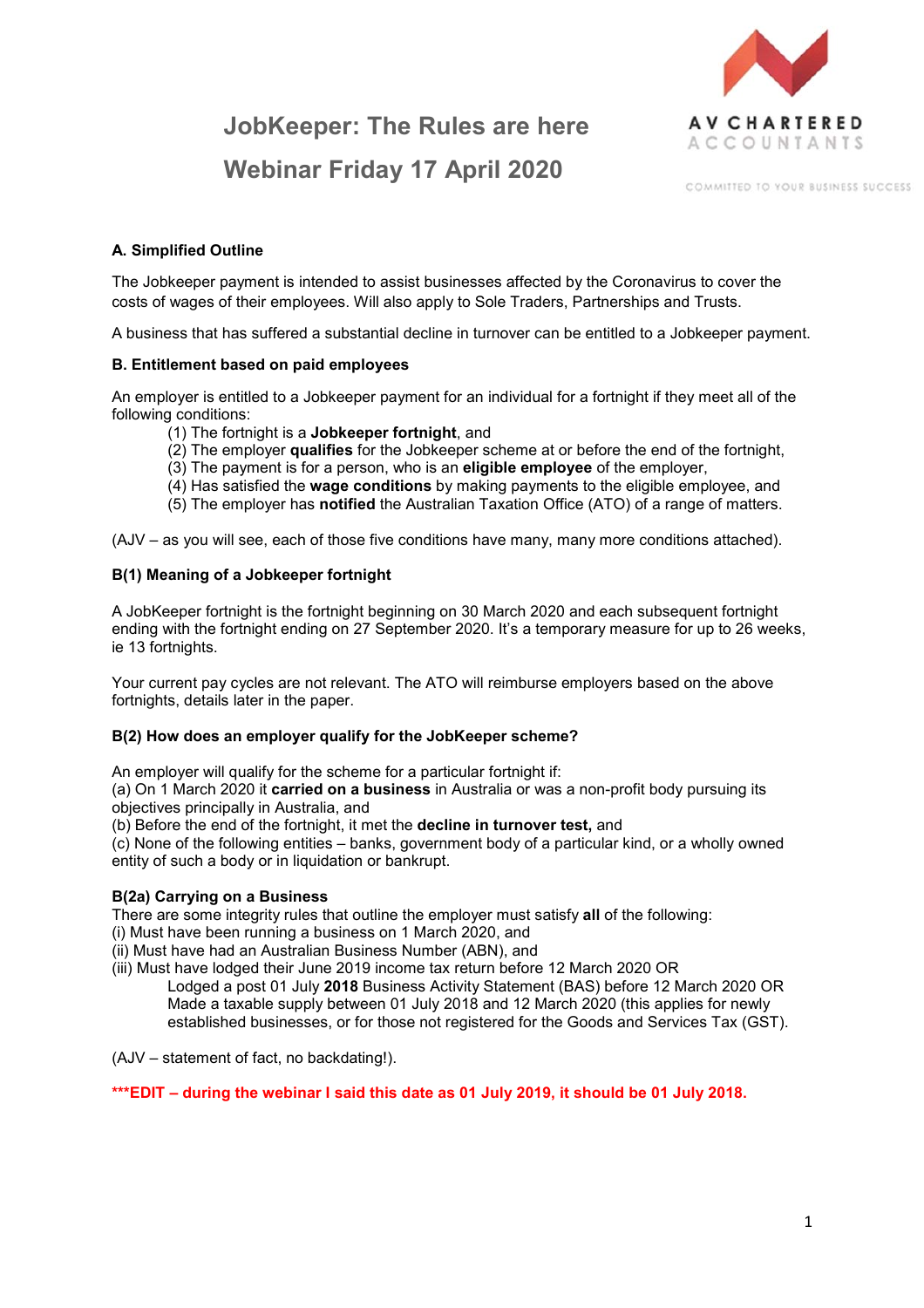# JobKeeper: The Rules are here

# Webinar Friday 17 April 2020

AV CHARTERED ACCOUNTANTS

COMMITTED TO YOUR BUSINESS SUCCESS

### A. Simplified Outline

The Jobkeeper payment is intended to assist businesses affected by the Coronavirus to cover the costs of wages of their employees. Will also apply to Sole Traders, Partnerships and Trusts.

A business that has suffered a substantial decline in turnover can be entitled to a Jobkeeper payment.

### B. Entitlement based on paid employees

An employer is entitled to a Jobkeeper payment for an individual for a fortnight if they meet all of the following conditions:

(1) The fortnight is a **Jobkeeper fortnight**, and
(2) The employer **qualifies** for the Jobkeeper scheme at or before the end of the fortnight,
(3) The payment is for a person, who is an **eligible employee** of the employer,
(4) Has satisfied the **wage conditions** by making payments to the eligible employee, and
(5) The employer has **notified** the Australian Taxation Office (ATO) of a range of matters.

(AJV – as you will see, each of those five conditions have many, many more conditions attached).

### B(1) Meaning of a Jobkeeper fortnight

A JobKeeper fortnight is the fortnight beginning on 30 March 2020 and each subsequent fortnight ending with the fortnight ending on 27 September 2020. It's a temporary measure for up to 26 weeks, ie 13 fortnights.

Your current pay cycles are not relevant. The ATO will reimburse employers based on the above fortnights, details later in the paper.

### B(2) How does an employer qualify for the JobKeeper scheme?

An employer will qualify for the scheme for a particular fortnight if:
(a) On 1 March 2020 it **carried on a business** in Australia or was a non-profit body pursuing its objectives principally in Australia, and
(b) Before the end of the fortnight, it met the **decline in turnover test,** and
(c) None of the following entities – banks, government body of a particular kind, or a wholly owned entity of such a body or in liquidation or bankrupt.

### B(2a) Carrying on a Business

There are some integrity rules that outline the employer must satisfy **all** of the following:
(i) Must have been running a business on 1 March 2020, and
(ii) Must have had an Australian Business Number (ABN), and
(iii) Must have lodged their June 2019 income tax return before 12 March 2020 OR
Lodged a post 01 July **2018** Business Activity Statement (BAS) before 12 March 2020 OR
Made a taxable supply between 01 July 2018 and 12 March 2020 (this applies for newly established businesses, or for those not registered for the Goods and Services Tax (GST).

(AJV – statement of fact, no backdating!).

**\*\*\*EDIT – during the webinar I said this date as 01 July 2019, it should be 01 July 2018.**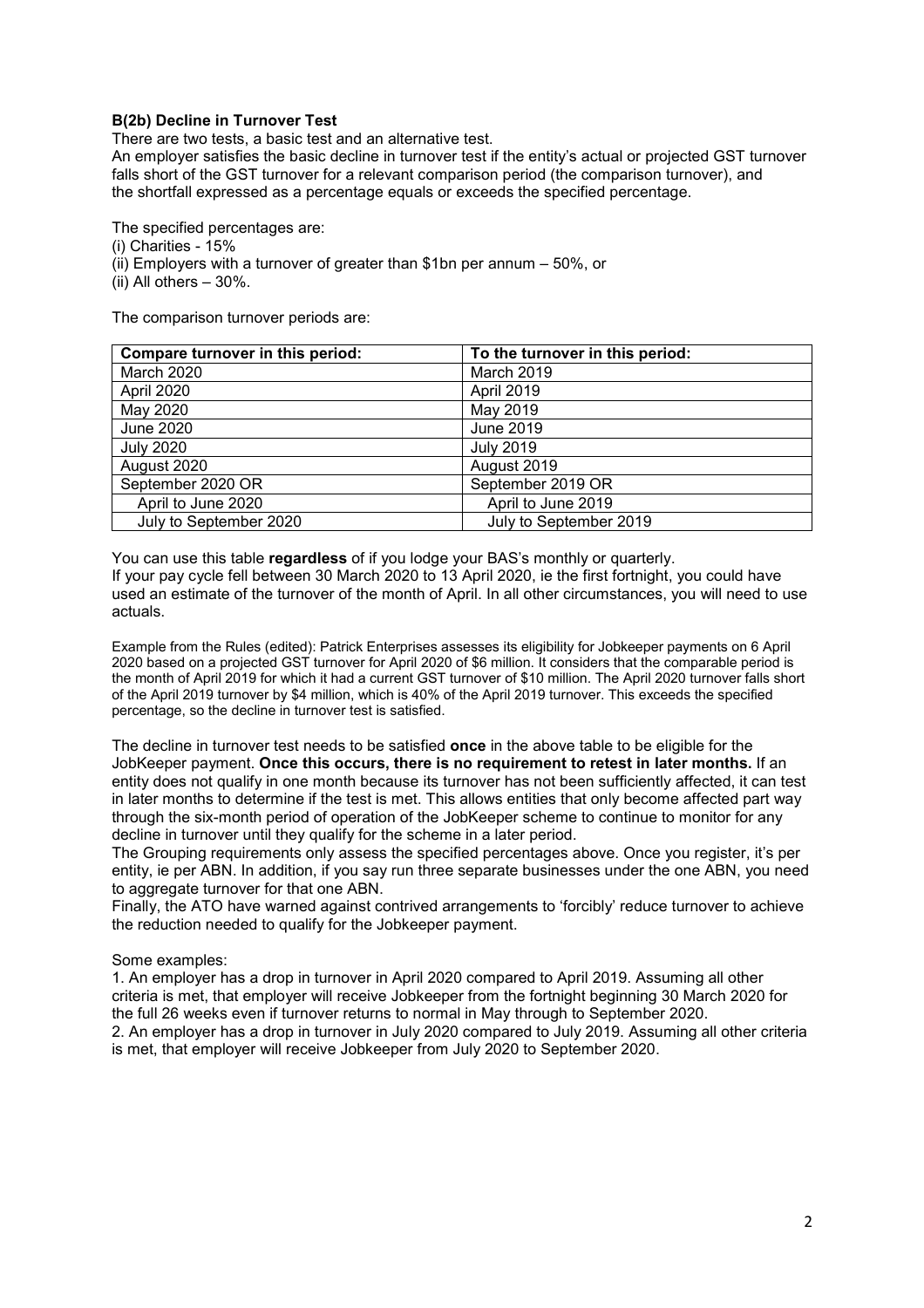**B(2b) Decline in Turnover Test**

There are two tests, a basic test and an alternative test.

An employer satisfies the basic decline in turnover test if the entity's actual or projected GST turnover falls short of the GST turnover for a relevant comparison period (the comparison turnover), and the shortfall expressed as a percentage equals or exceeds the specified percentage.

The specified percentages are:

(i) Charities - 15%

(ii) Employers with a turnover of greater than $1bn per annum – 50%, or

(ii) All others – 30%.

The comparison turnover periods are:

| Compare turnover in this period: | To the turnover in this period: |
|---|---|
| March 2020 | March 2019 |
| April 2020 | April 2019 |
| May 2020 | May 2019 |
| June 2020 | June 2019 |
| July 2020 | July 2019 |
| August 2020 | August 2019 |
| September 2020 OR | September 2019 OR |
| April to June 2020 | April to June 2019 |
| July to September 2020 | July to September 2019 |

You can use this table **regardless** of if you lodge your BAS's monthly or quarterly.

If your pay cycle fell between 30 March 2020 to 13 April 2020, ie the first fortnight, you could have used an estimate of the turnover of the month of April. In all other circumstances, you will need to use actuals.

Example from the Rules (edited): Patrick Enterprises assesses its eligibility for Jobkeeper payments on 6 April 2020 based on a projected GST turnover for April 2020 of $6 million. It considers that the comparable period is the month of April 2019 for which it had a current GST turnover of $10 million. The April 2020 turnover falls short of the April 2019 turnover by $4 million, which is 40% of the April 2019 turnover. This exceeds the specified percentage, so the decline in turnover test is satisfied.

The decline in turnover test needs to be satisfied **once** in the above table to be eligible for the JobKeeper payment. **Once this occurs, there is no requirement to retest in later months.** If an entity does not qualify in one month because its turnover has not been sufficiently affected, it can test in later months to determine if the test is met. This allows entities that only become affected part way through the six-month period of operation of the JobKeeper scheme to continue to monitor for any decline in turnover until they qualify for the scheme in a later period.

The Grouping requirements only assess the specified percentages above. Once you register, it's per entity, ie per ABN. In addition, if you say run three separate businesses under the one ABN, you need to aggregate turnover for that one ABN.

Finally, the ATO have warned against contrived arrangements to 'forcibly' reduce turnover to achieve the reduction needed to qualify for the Jobkeeper payment.

Some examples:

1. An employer has a drop in turnover in April 2020 compared to April 2019. Assuming all other criteria is met, that employer will receive Jobkeeper from the fortnight beginning 30 March 2020 for the full 26 weeks even if turnover returns to normal in May through to September 2020.
2. An employer has a drop in turnover in July 2020 compared to July 2019. Assuming all other criteria is met, that employer will receive Jobkeeper from July 2020 to September 2020.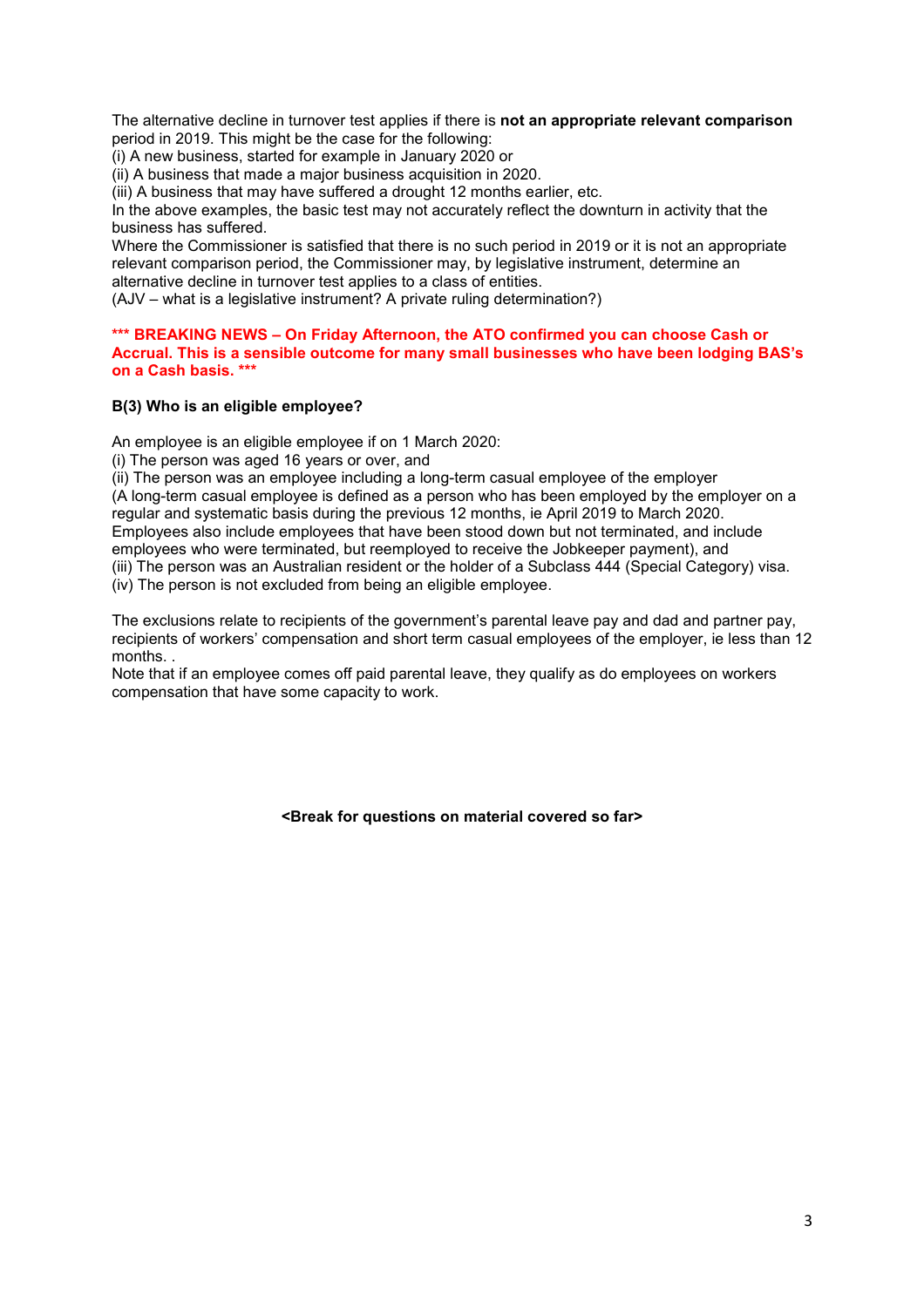The alternative decline in turnover test applies if there is **not an appropriate relevant comparison** period in 2019. This might be the case for the following:
(i) A new business, started for example in January 2020 or
(ii) A business that made a major business acquisition in 2020.
(iii) A business that may have suffered a drought 12 months earlier, etc.
In the above examples, the basic test may not accurately reflect the downturn in activity that the business has suffered.
Where the Commissioner is satisfied that there is no such period in 2019 or it is not an appropriate relevant comparison period, the Commissioner may, by legislative instrument, determine an alternative decline in turnover test applies to a class of entities.
(AJV – what is a legislative instrument? A private ruling determination?)

**\*\*\* BREAKING NEWS – On Friday Afternoon, the ATO confirmed you can choose Cash or Accrual. This is a sensible outcome for many small businesses who have been lodging BAS's on a Cash basis. \*\*\***

**B(3) Who is an eligible employee?**

An employee is an eligible employee if on 1 March 2020:
(i) The person was aged 16 years or over, and
(ii) The person was an employee including a long-term casual employee of the employer
(A long-term casual employee is defined as a person who has been employed by the employer on a regular and systematic basis during the previous 12 months, ie April 2019 to March 2020.
Employees also include employees that have been stood down but not terminated, and include employees who were terminated, but reemployed to receive the Jobkeeper payment), and
(iii) The person was an Australian resident or the holder of a Subclass 444 (Special Category) visa.
(iv) The person is not excluded from being an eligible employee.

The exclusions relate to recipients of the government's parental leave pay and dad and partner pay, recipients of workers' compensation and short term casual employees of the employer, ie less than 12 months. .
Note that if an employee comes off paid parental leave, they qualify as do employees on workers compensation that have some capacity to work.

**<Break for questions on material covered so far>**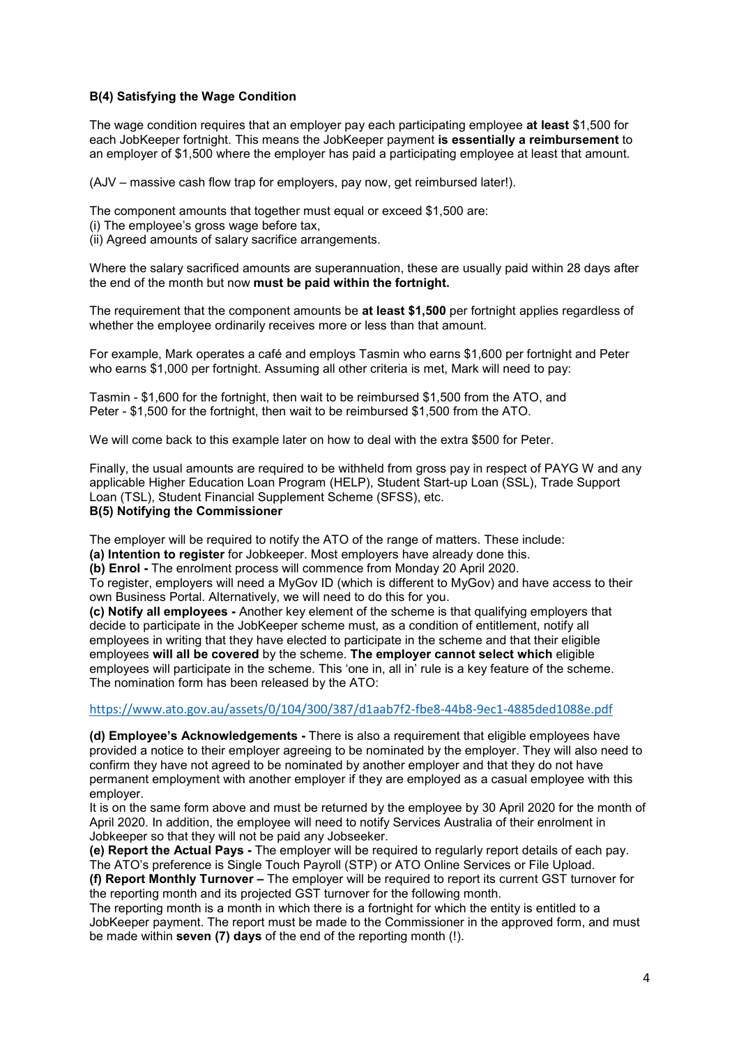**B(4) Satisfying the Wage Condition**

The wage condition requires that an employer pay each participating employee **at least** $1,500 for each JobKeeper fortnight. This means the JobKeeper payment **is essentially a reimbursement** to an employer of $1,500 where the employer has paid a participating employee at least that amount.

(AJV – massive cash flow trap for employers, pay now, get reimbursed later!).

The component amounts that together must equal or exceed $1,500 are:
(i) The employee's gross wage before tax,
(ii) Agreed amounts of salary sacrifice arrangements.

Where the salary sacrificed amounts are superannuation, these are usually paid within 28 days after the end of the month but now **must be paid within the fortnight.**

The requirement that the component amounts be **at least $1,500** per fortnight applies regardless of whether the employee ordinarily receives more or less than that amount.

For example, Mark operates a café and employs Tasmin who earns $1,600 per fortnight and Peter who earns $1,000 per fortnight. Assuming all other criteria is met, Mark will need to pay:

Tasmin - $1,600 for the fortnight, then wait to be reimbursed $1,500 from the ATO, and
Peter - $1,500 for the fortnight, then wait to be reimbursed $1,500 from the ATO.

We will come back to this example later on how to deal with the extra $500 for Peter.

Finally, the usual amounts are required to be withheld from gross pay in respect of PAYG W and any applicable Higher Education Loan Program (HELP), Student Start-up Loan (SSL), Trade Support Loan (TSL), Student Financial Supplement Scheme (SFSS), etc.

**B(5) Notifying the Commissioner**

The employer will be required to notify the ATO of the range of matters. These include:

**(a) Intention to register** for Jobkeeper. Most employers have already done this.

**(b) Enrol -** The enrolment process will commence from Monday 20 April 2020.
To register, employers will need a MyGov ID (which is different to MyGov) and have access to their own Business Portal. Alternatively, we will need to do this for you.

**(c) Notify all employees -** Another key element of the scheme is that qualifying employers that decide to participate in the JobKeeper scheme must, as a condition of entitlement, notify all employees in writing that they have elected to participate in the scheme and that their eligible employees **will all be covered** by the scheme. **The employer cannot select which** eligible employees will participate in the scheme. This 'one in, all in' rule is a key feature of the scheme. The nomination form has been released by the ATO:

https://www.ato.gov.au/assets/0/104/300/387/d1aab7f2-fbe8-44b8-9ec1-4885ded1088e.pdf

**(d) Employee's Acknowledgements -** There is also a requirement that eligible employees have provided a notice to their employer agreeing to be nominated by the employer. They will also need to confirm they have not agreed to be nominated by another employer and that they do not have permanent employment with another employer if they are employed as a casual employee with this employer.
It is on the same form above and must be returned by the employee by 30 April 2020 for the month of April 2020. In addition, the employee will need to notify Services Australia of their enrolment in Jobkeeper so that they will not be paid any Jobseeker.

**(e) Report the Actual Pays -** The employer will be required to regularly report details of each pay. The ATO's preference is Single Touch Payroll (STP) or ATO Online Services or File Upload.

**(f) Report Monthly Turnover –** The employer will be required to report its current GST turnover for the reporting month and its projected GST turnover for the following month.
The reporting month is a month in which there is a fortnight for which the entity is entitled to a JobKeeper payment. The report must be made to the Commissioner in the approved form, and must be made within **seven (7) days** of the end of the reporting month (!).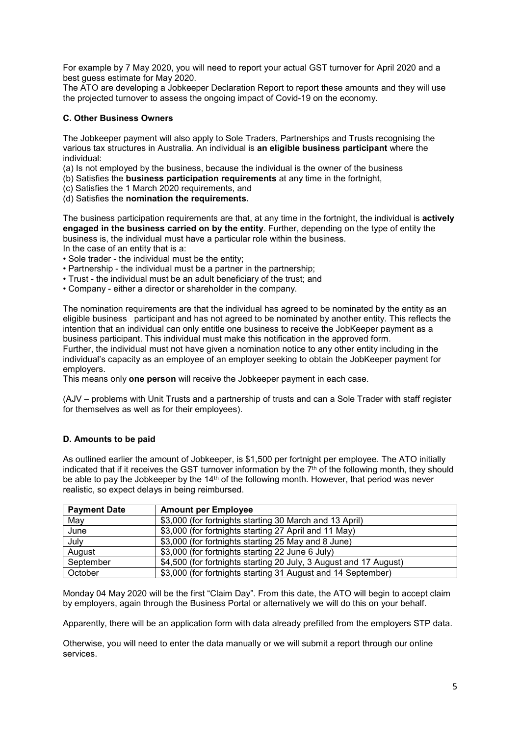For example by 7 May 2020, you will need to report your actual GST turnover for April 2020 and a best guess estimate for May 2020.
The ATO are developing a Jobkeeper Declaration Report to report these amounts and they will use the projected turnover to assess the ongoing impact of Covid-19 on the economy.

### C. Other Business Owners

The Jobkeeper payment will also apply to Sole Traders, Partnerships and Trusts recognising the various tax structures in Australia. An individual is **an eligible business participant** where the individual:

(a) Is not employed by the business, because the individual is the owner of the business
(b) Satisfies the **business participation requirements** at any time in the fortnight,
(c) Satisfies the 1 March 2020 requirements, and
(d) Satisfies the **nomination the requirements.**

The business participation requirements are that, at any time in the fortnight, the individual is **actively engaged in the business carried on by the entity**. Further, depending on the type of entity the business is, the individual must have a particular role within the business.
In the case of an entity that is a:

- Sole trader - the individual must be the entity;
- Partnership - the individual must be a partner in the partnership;
- Trust - the individual must be an adult beneficiary of the trust; and
- Company - either a director or shareholder in the company.

The nomination requirements are that the individual has agreed to be nominated by the entity as an eligible business participant and has not agreed to be nominated by another entity. This reflects the intention that an individual can only entitle one business to receive the JobKeeper payment as a business participant. This individual must make this notification in the approved form.
Further, the individual must not have given a nomination notice to any other entity including in the individual's capacity as an employee of an employer seeking to obtain the JobKeeper payment for employers.
This means only **one person** will receive the Jobkeeper payment in each case.

(AJV – problems with Unit Trusts and a partnership of trusts and can a Sole Trader with staff register for themselves as well as for their employees).

### D. Amounts to be paid

As outlined earlier the amount of Jobkeeper, is $1,500 per fortnight per employee. The ATO initially indicated that if it receives the GST turnover information by the 7th of the following month, they should be able to pay the Jobkeeper by the 14th of the following month. However, that period was never realistic, so expect delays in being reimbursed.

| Payment Date | Amount per Employee |
|---|---|
| May | $3,000 (for fortnights starting 30 March and 13 April) |
| June | $3,000 (for fortnights starting 27 April and 11 May) |
| July | $3,000 (for fortnights starting 25 May and 8 June) |
| August | $3,000 (for fortnights starting 22 June 6 July) |
| September | $4,500 (for fortnights starting 20 July, 3 August and 17 August) |
| October | $3,000 (for fortnights starting 31 August and 14 September) |

Monday 04 May 2020 will be the first "Claim Day". From this date, the ATO will begin to accept claim by employers, again through the Business Portal or alternatively we will do this on your behalf.

Apparently, there will be an application form with data already prefilled from the employers STP data.

Otherwise, you will need to enter the data manually or we will submit a report through our online services.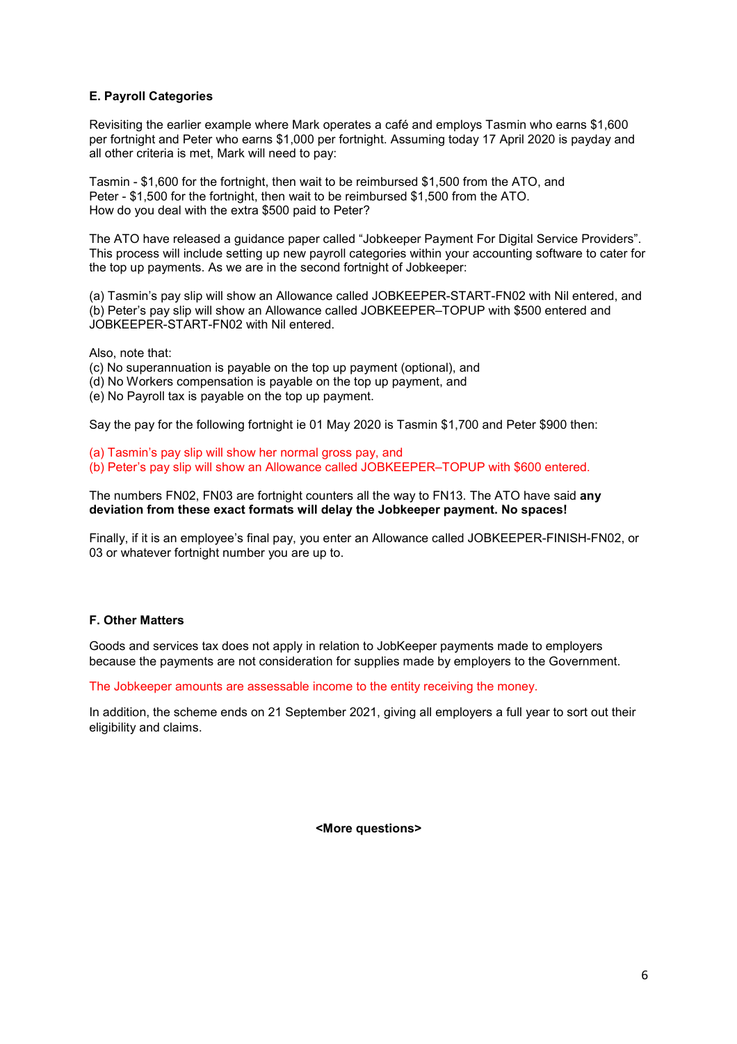**E. Payroll Categories**

Revisiting the earlier example where Mark operates a café and employs Tasmin who earns $1,600 per fortnight and Peter who earns $1,000 per fortnight. Assuming today 17 April 2020 is payday and all other criteria is met, Mark will need to pay:

Tasmin - $1,600 for the fortnight, then wait to be reimbursed $1,500 from the ATO, and
Peter - $1,500 for the fortnight, then wait to be reimbursed $1,500 from the ATO.
How do you deal with the extra $500 paid to Peter?

The ATO have released a guidance paper called "Jobkeeper Payment For Digital Service Providers". This process will include setting up new payroll categories within your accounting software to cater for the top up payments. As we are in the second fortnight of Jobkeeper:

(a) Tasmin's pay slip will show an Allowance called JOBKEEPER-START-FN02 with Nil entered, and
(b) Peter's pay slip will show an Allowance called JOBKEEPER–TOPUP with $500 entered and JOBKEEPER-START-FN02 with Nil entered.

Also, note that:
(c) No superannuation is payable on the top up payment (optional), and
(d) No Workers compensation is payable on the top up payment, and
(e) No Payroll tax is payable on the top up payment.

Say the pay for the following fortnight ie 01 May 2020 is Tasmin $1,700 and Peter $900 then:

(a) Tasmin's pay slip will show her normal gross pay, and
(b) Peter's pay slip will show an Allowance called JOBKEEPER–TOPUP with $600 entered.

The numbers FN02, FN03 are fortnight counters all the way to FN13. The ATO have said **any deviation from these exact formats will delay the Jobkeeper payment. No spaces!**

Finally, if it is an employee's final pay, you enter an Allowance called JOBKEEPER-FINISH-FN02, or 03 or whatever fortnight number you are up to.

**F. Other Matters**

Goods and services tax does not apply in relation to JobKeeper payments made to employers because the payments are not consideration for supplies made by employers to the Government.

The Jobkeeper amounts are assessable income to the entity receiving the money.

In addition, the scheme ends on 21 September 2021, giving all employers a full year to sort out their eligibility and claims.

**<More questions>**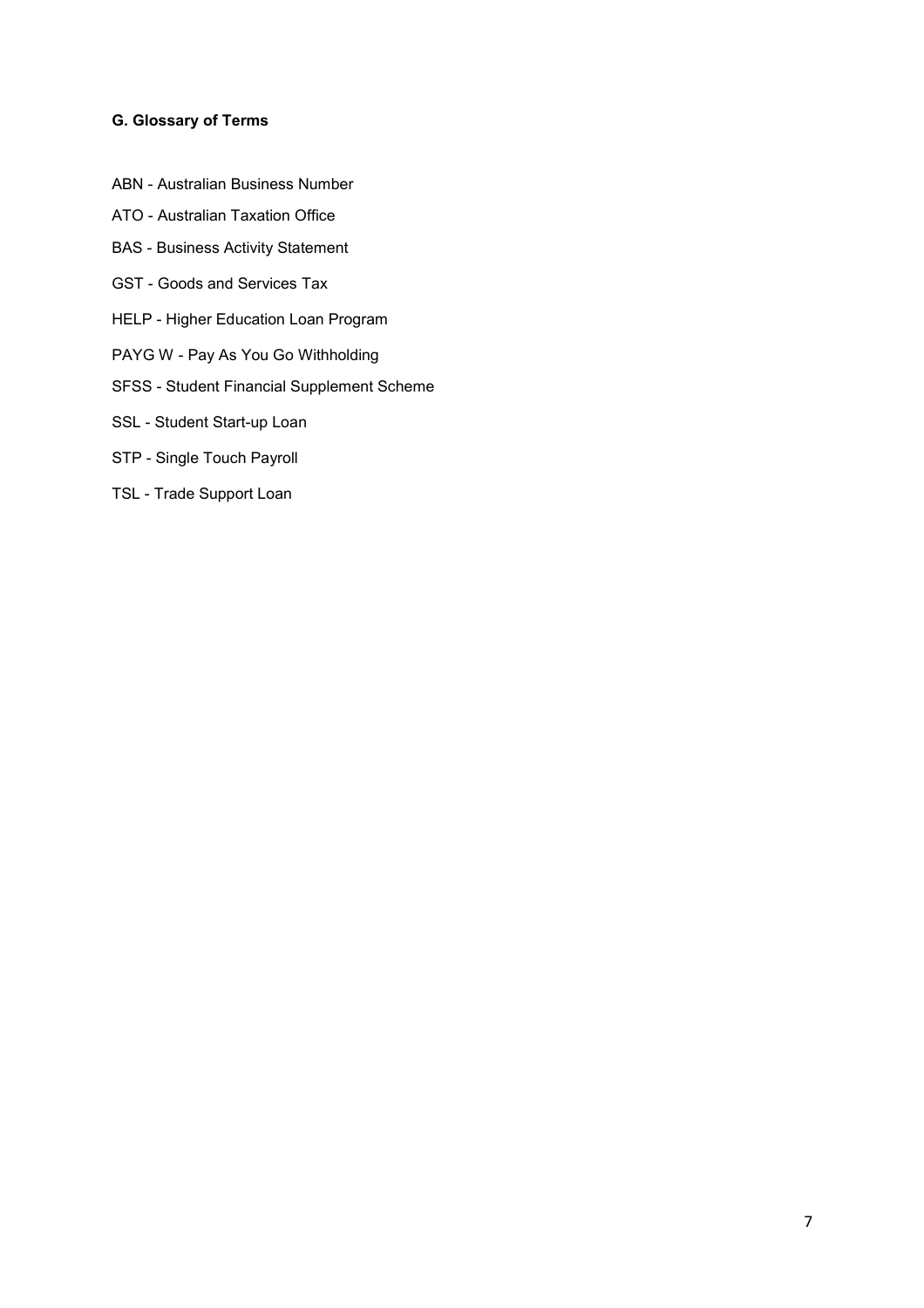#### G. Glossary of Terms

ABN - Australian Business Number

ATO - Australian Taxation Office

BAS - Business Activity Statement

GST - Goods and Services Tax

HELP - Higher Education Loan Program

PAYG W - Pay As You Go Withholding

SFSS - Student Financial Supplement Scheme

SSL - Student Start-up Loan

STP - Single Touch Payroll

TSL - Trade Support Loan